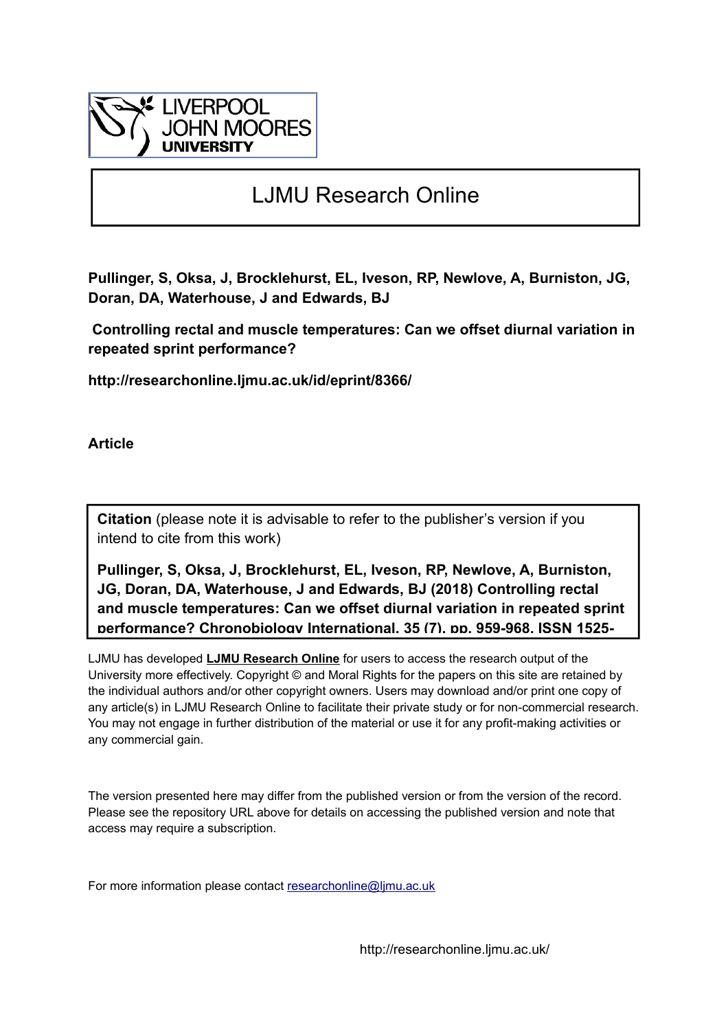LIVERPOOL JOHN MOORES UNIVERSITY

# LJMU Research Online

**Pullinger, S, Oksa, J, Brocklehurst, EL, Iveson, RP, Newlove, A, Burniston, JG, Doran, DA, Waterhouse, J and Edwards, BJ**

**Controlling rectal and muscle temperatures: Can we offset diurnal variation in repeated sprint performance?**

**http://researchonline.ljmu.ac.uk/id/eprint/8366/**

**Article**

**Citation** (please note it is advisable to refer to the publisher's version if you intend to cite from this work)

**Pullinger, S, Oksa, J, Brocklehurst, EL, Iveson, RP, Newlove, A, Burniston, JG, Doran, DA, Waterhouse, J and Edwards, BJ (2018) Controlling rectal and muscle temperatures: Can we offset diurnal variation in repeated sprint performance? Chronobiology International, 35 (7). pp. 959-968. ISSN 1525-**

LJMU has developed **LJMU Research Online** for users to access the research output of the University more effectively. Copyright © and Moral Rights for the papers on this site are retained by the individual authors and/or other copyright owners. Users may download and/or print one copy of any article(s) in LJMU Research Online to facilitate their private study or for non-commercial research. You may not engage in further distribution of the material or use it for any profit-making activities or any commercial gain.

The version presented here may differ from the published version or from the version of the record. Please see the repository URL above for details on accessing the published version and note that access may require a subscription.

For more information please contact researchonline@ljmu.ac.uk

http://researchonline.ljmu.ac.uk/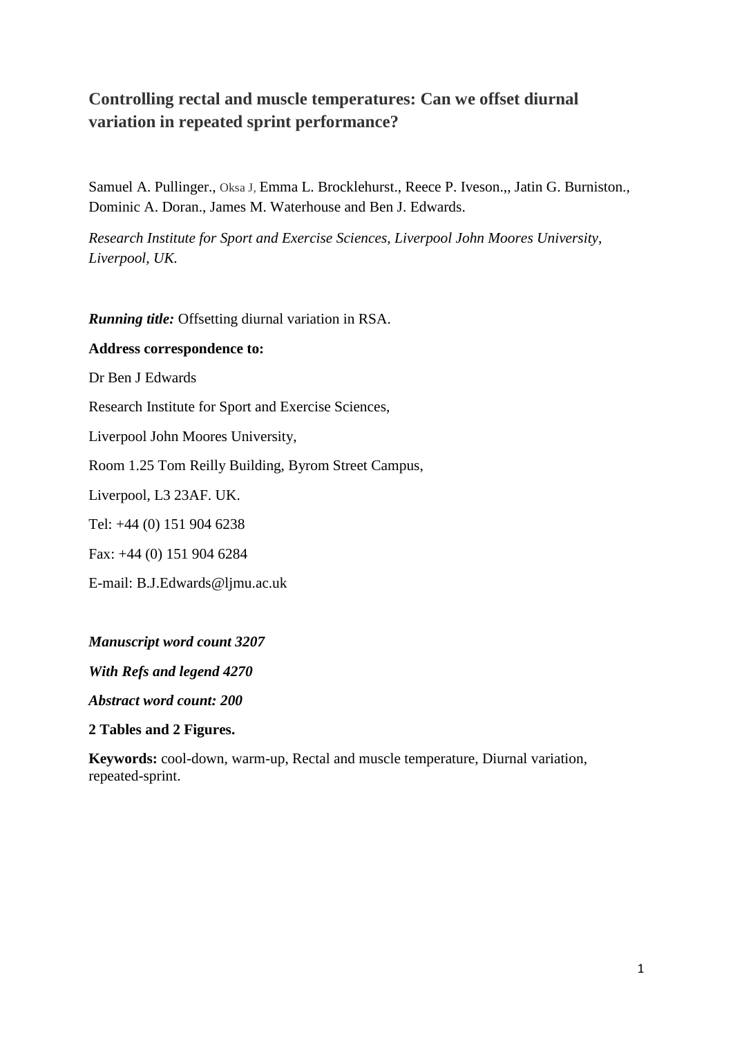# Controlling rectal and muscle temperatures: Can we offset diurnal variation in repeated sprint performance?

Samuel A. Pullinger., Oksa J, Emma L. Brocklehurst., Reece P. Iveson.,, Jatin G. Burniston., Dominic A. Doran., James M. Waterhouse and Ben J. Edwards.

*Research Institute for Sport and Exercise Sciences, Liverpool John Moores University, Liverpool, UK.*

***Running title:*** Offsetting diurnal variation in RSA.

**Address correspondence to:**

Dr Ben J Edwards

Research Institute for Sport and Exercise Sciences,

Liverpool John Moores University,

Room 1.25 Tom Reilly Building, Byrom Street Campus,

Liverpool, L3 23AF. UK.

Tel: +44 (0) 151 904 6238

Fax: +44 (0) 151 904 6284

E-mail: B.J.Edwards@ljmu.ac.uk

***Manuscript word count 3207***

***With Refs and legend 4270***

***Abstract word count: 200***

**2 Tables and 2 Figures.**

**Keywords:** cool-down, warm-up, Rectal and muscle temperature, Diurnal variation, repeated-sprint.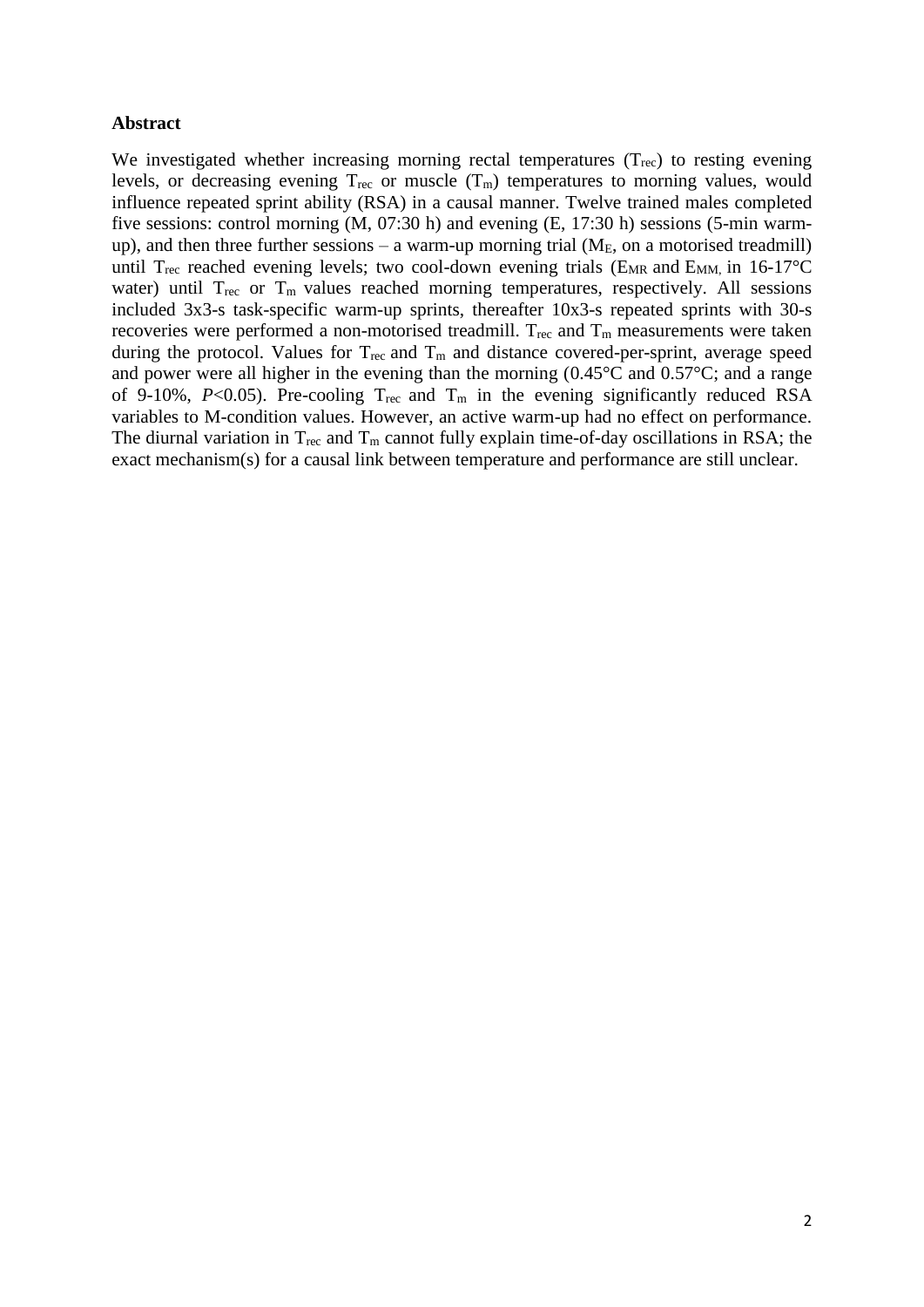**Abstract**

We investigated whether increasing morning rectal temperatures ($T_{rec}$) to resting evening levels, or decreasing evening $T_{rec}$ or muscle ($T_m$) temperatures to morning values, would influence repeated sprint ability (RSA) in a causal manner. Twelve trained males completed five sessions: control morning (M, 07:30 h) and evening (E, 17:30 h) sessions (5-min warm-up), and then three further sessions – a warm-up morning trial ($M_E$, on a motorised treadmill) until $T_{rec}$ reached evening levels; two cool-down evening trials ($E_{MR}$ and $E_{MM,}$ in 16-17°C water) until $T_{rec}$ or $T_m$ values reached morning temperatures, respectively. All sessions included 3x3-s task-specific warm-up sprints, thereafter 10x3-s repeated sprints with 30-s recoveries were performed a non-motorised treadmill. $T_{rec}$ and $T_m$ measurements were taken during the protocol. Values for $T_{rec}$ and $T_m$ and distance covered-per-sprint, average speed and power were all higher in the evening than the morning (0.45°C and 0.57°C; and a range of 9-10%, $P$<0.05). Pre-cooling $T_{rec}$ and $T_m$ in the evening significantly reduced RSA variables to M-condition values. However, an active warm-up had no effect on performance. The diurnal variation in $T_{rec}$ and $T_m$ cannot fully explain time-of-day oscillations in RSA; the exact mechanism(s) for a causal link between temperature and performance are still unclear.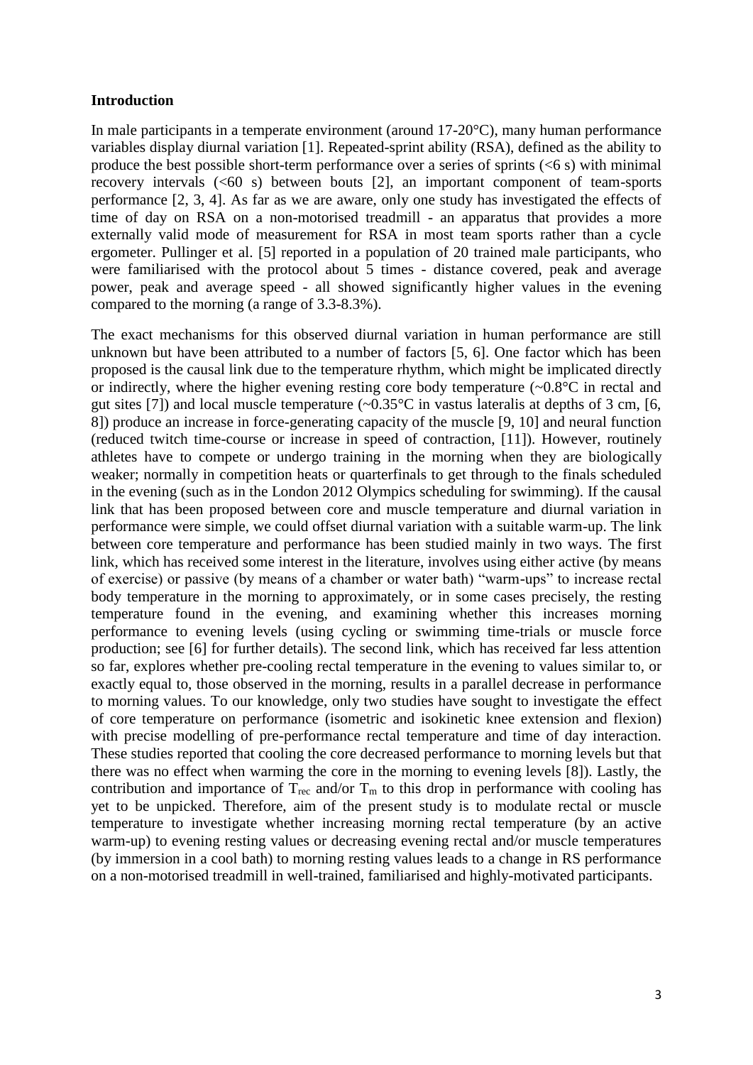## Introduction

In male participants in a temperate environment (around 17-20°C), many human performance variables display diurnal variation [1]. Repeated-sprint ability (RSA), defined as the ability to produce the best possible short-term performance over a series of sprints (<6 s) with minimal recovery intervals (<60 s) between bouts [2], an important component of team-sports performance [2, 3, 4]. As far as we are aware, only one study has investigated the effects of time of day on RSA on a non-motorised treadmill - an apparatus that provides a more externally valid mode of measurement for RSA in most team sports rather than a cycle ergometer. Pullinger et al. [5] reported in a population of 20 trained male participants, who were familiarised with the protocol about 5 times - distance covered, peak and average power, peak and average speed - all showed significantly higher values in the evening compared to the morning (a range of 3.3-8.3%).

The exact mechanisms for this observed diurnal variation in human performance are still unknown but have been attributed to a number of factors [5, 6]. One factor which has been proposed is the causal link due to the temperature rhythm, which might be implicated directly or indirectly, where the higher evening resting core body temperature (~0.8°C in rectal and gut sites [7]) and local muscle temperature (~0.35°C in vastus lateralis at depths of 3 cm, [6, 8]) produce an increase in force-generating capacity of the muscle [9, 10] and neural function (reduced twitch time-course or increase in speed of contraction, [11]). However, routinely athletes have to compete or undergo training in the morning when they are biologically weaker; normally in competition heats or quarterfinals to get through to the finals scheduled in the evening (such as in the London 2012 Olympics scheduling for swimming). If the causal link that has been proposed between core and muscle temperature and diurnal variation in performance were simple, we could offset diurnal variation with a suitable warm-up. The link between core temperature and performance has been studied mainly in two ways. The first link, which has received some interest in the literature, involves using either active (by means of exercise) or passive (by means of a chamber or water bath) "warm-ups" to increase rectal body temperature in the morning to approximately, or in some cases precisely, the resting temperature found in the evening, and examining whether this increases morning performance to evening levels (using cycling or swimming time-trials or muscle force production; see [6] for further details). The second link, which has received far less attention so far, explores whether pre-cooling rectal temperature in the evening to values similar to, or exactly equal to, those observed in the morning, results in a parallel decrease in performance to morning values. To our knowledge, only two studies have sought to investigate the effect of core temperature on performance (isometric and isokinetic knee extension and flexion) with precise modelling of pre-performance rectal temperature and time of day interaction. These studies reported that cooling the core decreased performance to morning levels but that there was no effect when warming the core in the morning to evening levels [8]). Lastly, the contribution and importance of $T_{rec}$ and/or $T_m$ to this drop in performance with cooling has yet to be unpicked. Therefore, aim of the present study is to modulate rectal or muscle temperature to investigate whether increasing morning rectal temperature (by an active warm-up) to evening resting values or decreasing evening rectal and/or muscle temperatures (by immersion in a cool bath) to morning resting values leads to a change in RS performance on a non-motorised treadmill in well-trained, familiarised and highly-motivated participants.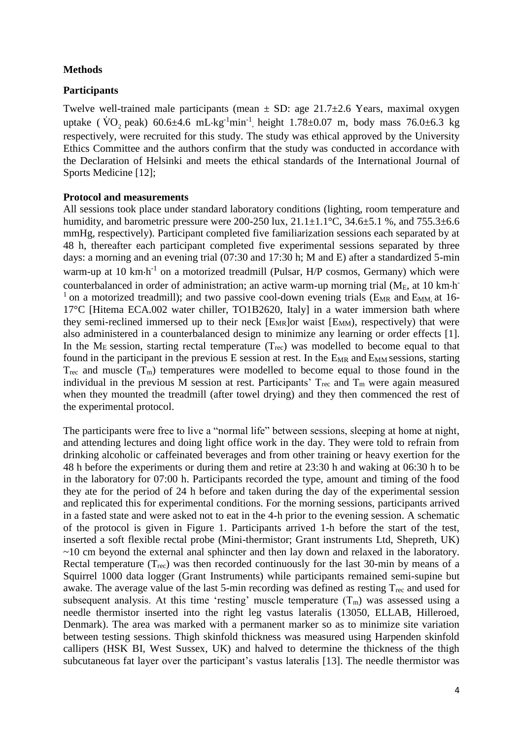## Methods

### Participants

Twelve well-trained male participants (mean ± SD: age 21.7±2.6 Years, maximal oxygen uptake ( $\dot{V}O_2$ peak) 60.6±4.6 mL·kg$^{-1}$min$^{-1}$, height 1.78±0.07 m, body mass 76.0±6.3 kg respectively, were recruited for this study. The study was ethical approved by the University Ethics Committee and the authors confirm that the study was conducted in accordance with the Declaration of Helsinki and meets the ethical standards of the International Journal of Sports Medicine [12];

### Protocol and measurements

All sessions took place under standard laboratory conditions (lighting, room temperature and humidity, and barometric pressure were 200-250 lux, 21.1±1.1°C, 34.6±5.1 %, and 755.3±6.6 mmHg, respectively). Participant completed five familiarization sessions each separated by at 48 h, thereafter each participant completed five experimental sessions separated by three days: a morning and an evening trial (07:30 and 17:30 h; M and E) after a standardized 5-min warm-up at 10 km·h$^{-1}$ on a motorized treadmill (Pulsar, H/P cosmos, Germany) which were counterbalanced in order of administration; an active warm-up morning trial ($M_E$, at 10 km·h$^{-1}$ on a motorized treadmill); and two passive cool-down evening trials ($E_{MR}$ and $E_{MM,}$ at 16-17°C [Hitema ECA.002 water chiller, TO1B2620, Italy] in a water immersion bath where they semi-reclined immersed up to their neck [$E_{MR}$]or waist [$E_{MM}$), respectively) that were also administered in a counterbalanced design to minimize any learning or order effects [1]. In the $M_E$ session, starting rectal temperature ($T_{rec}$) was modelled to become equal to that found in the participant in the previous E session at rest. In the $E_{MR}$ and $E_{MM}$ sessions, starting $T_{rec}$ and muscle ($T_m$) temperatures were modelled to become equal to those found in the individual in the previous M session at rest. Participants' $T_{rec}$ and $T_m$ were again measured when they mounted the treadmill (after towel drying) and they then commenced the rest of the experimental protocol.

The participants were free to live a "normal life" between sessions, sleeping at home at night, and attending lectures and doing light office work in the day. They were told to refrain from drinking alcoholic or caffeinated beverages and from other training or heavy exertion for the 48 h before the experiments or during them and retire at 23:30 h and waking at 06:30 h to be in the laboratory for 07:00 h. Participants recorded the type, amount and timing of the food they ate for the period of 24 h before and taken during the day of the experimental session and replicated this for experimental conditions. For the morning sessions, participants arrived in a fasted state and were asked not to eat in the 4-h prior to the evening session. A schematic of the protocol is given in Figure 1. Participants arrived 1-h before the start of the test, inserted a soft flexible rectal probe (Mini-thermistor; Grant instruments Ltd, Shepreth, UK) ~10 cm beyond the external anal sphincter and then lay down and relaxed in the laboratory. Rectal temperature ($T_{rec}$) was then recorded continuously for the last 30-min by means of a Squirrel 1000 data logger (Grant Instruments) while participants remained semi-supine but awake. The average value of the last 5-min recording was defined as resting $T_{rec}$ and used for subsequent analysis. At this time 'resting' muscle temperature ($T_m$) was assessed using a needle thermistor inserted into the right leg vastus lateralis (13050, ELLAB, Hilleroed, Denmark). The area was marked with a permanent marker so as to minimize site variation between testing sessions. Thigh skinfold thickness was measured using Harpenden skinfold callipers (HSK BI, West Sussex, UK) and halved to determine the thickness of the thigh subcutaneous fat layer over the participant's vastus lateralis [13]. The needle thermistor was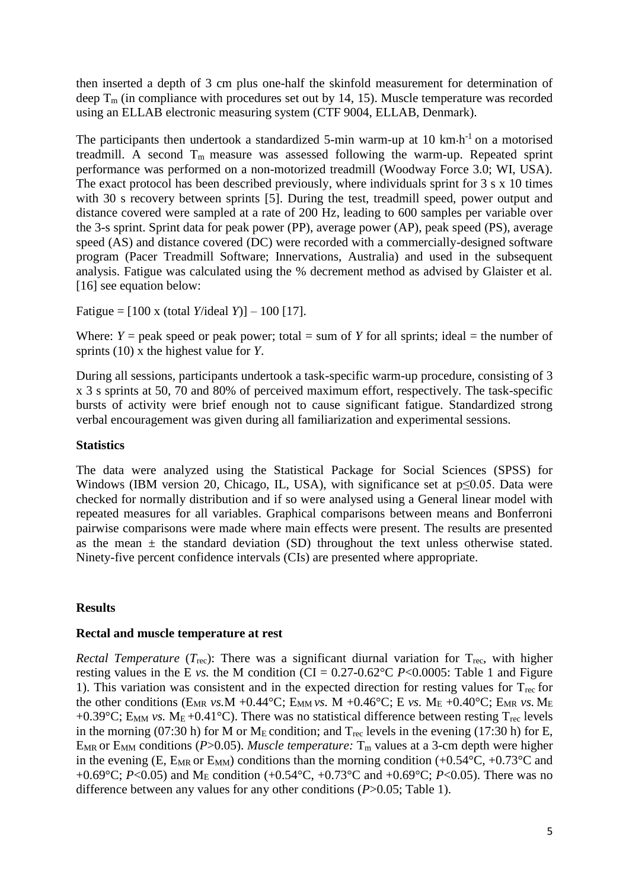then inserted a depth of 3 cm plus one-half the skinfold measurement for determination of deep $T_m$ (in compliance with procedures set out by 14, 15). Muscle temperature was recorded using an ELLAB electronic measuring system (CTF 9004, ELLAB, Denmark).

The participants then undertook a standardized 5-min warm-up at 10 km·h$^{-1}$ on a motorised treadmill. A second $T_m$ measure was assessed following the warm-up. Repeated sprint performance was performed on a non-motorized treadmill (Woodway Force 3.0; WI, USA). The exact protocol has been described previously, where individuals sprint for 3 s x 10 times with 30 s recovery between sprints [5]. During the test, treadmill speed, power output and distance covered were sampled at a rate of 200 Hz, leading to 600 samples per variable over the 3-s sprint. Sprint data for peak power (PP), average power (AP), peak speed (PS), average speed (AS) and distance covered (DC) were recorded with a commercially-designed software program (Pacer Treadmill Software; Innervations, Australia) and used in the subsequent analysis. Fatigue was calculated using the % decrement method as advised by Glaister et al. [16] see equation below:

Fatigue = [100 x (total *Y*/ideal *Y*)] – 100 [17].

Where: *Y* = peak speed or peak power; total = sum of *Y* for all sprints; ideal = the number of sprints (10) x the highest value for *Y*.

During all sessions, participants undertook a task-specific warm-up procedure, consisting of 3 x 3 s sprints at 50, 70 and 80% of perceived maximum effort, respectively. The task-specific bursts of activity were brief enough not to cause significant fatigue. Standardized strong verbal encouragement was given during all familiarization and experimental sessions.

### Statistics

The data were analyzed using the Statistical Package for Social Sciences (SPSS) for Windows (IBM version 20, Chicago, IL, USA), with significance set at $p \leq 0.05$. Data were checked for normally distribution and if so were analysed using a General linear model with repeated measures for all variables. Graphical comparisons between means and Bonferroni pairwise comparisons were made where main effects were present. The results are presented as the mean ± the standard deviation (SD) throughout the text unless otherwise stated. Ninety-five percent confidence intervals (CIs) are presented where appropriate.

### Results

### Rectal and muscle temperature at rest

*Rectal Temperature* ($T_{rec}$): There was a significant diurnal variation for $T_{rec}$, with higher resting values in the E *vs.* the M condition (CI = 0.27-0.62°C $P<0.0005$: Table 1 and Figure 1). This variation was consistent and in the expected direction for resting values for $T_{rec}$ for the other conditions ($E_{MR}$ *vs.* M +0.44°C; $E_{MM}$ *vs.* M +0.46°C; E *vs.* $M_E$ +0.40°C; $E_{MR}$ *vs.* $M_E$ +0.39°C; $E_{MM}$ *vs.* $M_E$ +0.41°C). There was no statistical difference between resting $T_{rec}$ levels in the morning (07:30 h) for M or $M_E$ condition; and $T_{rec}$ levels in the evening (17:30 h) for E, $E_{MR}$ or $E_{MM}$ conditions ($P>0.05$). *Muscle temperature:* $T_m$ values at a 3-cm depth were higher in the evening (E, $E_{MR}$ or $E_{MM}$) conditions than the morning condition (+0.54°C, +0.73°C and +0.69°C; $P<0.05$) and $M_E$ condition (+0.54°C, +0.73°C and +0.69°C; $P<0.05$). There was no difference between any values for any other conditions ($P>0.05$; Table 1).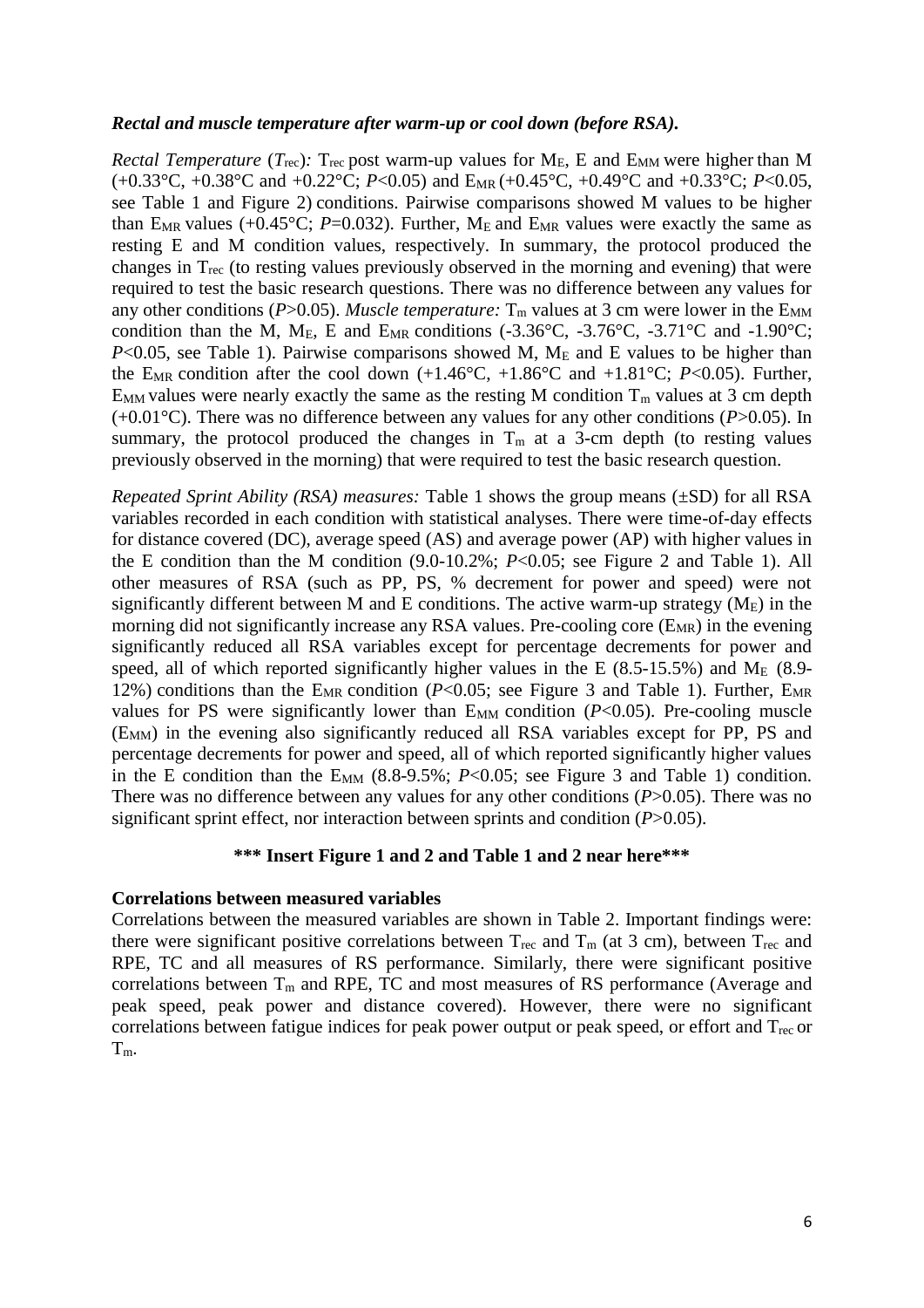### *Rectal and muscle temperature after warm-up or cool down (before RSA).*

*Rectal Temperature* ($T_{rec}$)*:* $T_{rec}$ post warm-up values for $M_E$, E and $E_{MM}$ were higher than M (+0.33°C, +0.38°C and +0.22°C; $P<0.05$) and $E_{MR}$ (+0.45°C, +0.49°C and +0.33°C; $P<0.05$, see Table 1 and Figure 2) conditions. Pairwise comparisons showed M values to be higher than $E_{MR}$ values (+0.45°C; $P=0.032$). Further, $M_E$ and $E_{MR}$ values were exactly the same as resting E and M condition values, respectively. In summary, the protocol produced the changes in $T_{rec}$ (to resting values previously observed in the morning and evening) that were required to test the basic research questions. There was no difference between any values for any other conditions ($P>0.05$). *Muscle temperature:* $T_m$ values at 3 cm were lower in the $E_{MM}$ condition than the M, $M_E$, E and $E_{MR}$ conditions (-3.36°C, -3.76°C, -3.71°C and -1.90°C; $P<0.05$, see Table 1). Pairwise comparisons showed M, $M_E$ and E values to be higher than the $E_{MR}$ condition after the cool down (+1.46°C, +1.86°C and +1.81°C; $P<0.05$). Further, $E_{MM}$ values were nearly exactly the same as the resting M condition $T_m$ values at 3 cm depth (+0.01°C). There was no difference between any values for any other conditions ($P>0.05$). In summary, the protocol produced the changes in $T_m$ at a 3-cm depth (to resting values previously observed in the morning) that were required to test the basic research question.

*Repeated Sprint Ability (RSA) measures:* Table 1 shows the group means (±SD) for all RSA variables recorded in each condition with statistical analyses. There were time-of-day effects for distance covered (DC), average speed (AS) and average power (AP) with higher values in the E condition than the M condition (9.0-10.2%; $P<0.05$; see Figure 2 and Table 1). All other measures of RSA (such as PP, PS, % decrement for power and speed) were not significantly different between M and E conditions. The active warm-up strategy ($M_E$) in the morning did not significantly increase any RSA values. Pre-cooling core ($E_{MR}$) in the evening significantly reduced all RSA variables except for percentage decrements for power and speed, all of which reported significantly higher values in the E (8.5-15.5%) and $M_E$ (8.9-12%) conditions than the $E_{MR}$ condition ($P<0.05$; see Figure 3 and Table 1). Further, $E_{MR}$ values for PS were significantly lower than $E_{MM}$ condition ($P<0.05$). Pre-cooling muscle ($E_{MM}$) in the evening also significantly reduced all RSA variables except for PP, PS and percentage decrements for power and speed, all of which reported significantly higher values in the E condition than the $E_{MM}$ (8.8-9.5%; $P<0.05$; see Figure 3 and Table 1) condition. There was no difference between any values for any other conditions ($P>0.05$). There was no significant sprint effect, nor interaction between sprints and condition ($P>0.05$).

**\*\*\* Insert Figure 1 and 2 and Table 1 and 2 near here\*\*\***

**Correlations between measured variables**

Correlations between the measured variables are shown in Table 2. Important findings were: there were significant positive correlations between $T_{rec}$ and $T_m$ (at 3 cm), between $T_{rec}$ and RPE, TC and all measures of RS performance. Similarly, there were significant positive correlations between $T_m$ and RPE, TC and most measures of RS performance (Average and peak speed, peak power and distance covered). However, there were no significant correlations between fatigue indices for peak power output or peak speed, or effort and $T_{rec}$ or $T_m$.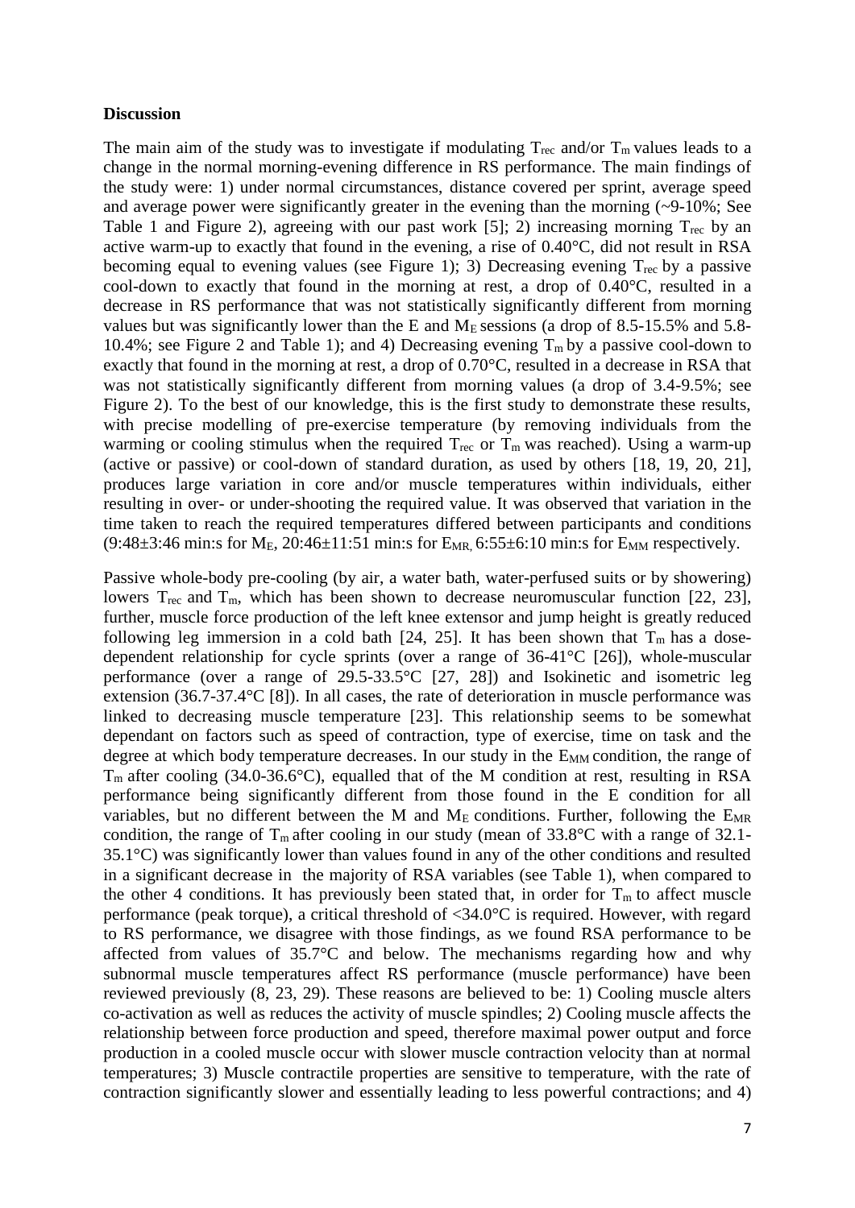**Discussion**

The main aim of the study was to investigate if modulating $T_{rec}$ and/or $T_m$ values leads to a change in the normal morning-evening difference in RS performance. The main findings of the study were: 1) under normal circumstances, distance covered per sprint, average speed and average power were significantly greater in the evening than the morning (~9-10%; See Table 1 and Figure 2), agreeing with our past work [5]; 2) increasing morning $T_{rec}$ by an active warm-up to exactly that found in the evening, a rise of 0.40°C, did not result in RSA becoming equal to evening values (see Figure 1); 3) Decreasing evening $T_{rec}$ by a passive cool-down to exactly that found in the morning at rest, a drop of 0.40°C, resulted in a decrease in RS performance that was not statistically significantly different from morning values but was significantly lower than the E and $M_E$ sessions (a drop of 8.5-15.5% and 5.8-10.4%; see Figure 2 and Table 1); and 4) Decreasing evening $T_m$ by a passive cool-down to exactly that found in the morning at rest, a drop of 0.70°C, resulted in a decrease in RSA that was not statistically significantly different from morning values (a drop of 3.4-9.5%; see Figure 2). To the best of our knowledge, this is the first study to demonstrate these results, with precise modelling of pre-exercise temperature (by removing individuals from the warming or cooling stimulus when the required $T_{rec}$ or $T_m$ was reached). Using a warm-up (active or passive) or cool-down of standard duration, as used by others [18, 19, 20, 21], produces large variation in core and/or muscle temperatures within individuals, either resulting in over- or under-shooting the required value. It was observed that variation in the time taken to reach the required temperatures differed between participants and conditions (9:48±3:46 min:s for $M_E$, 20:46±11:51 min:s for $E_{MR}$, 6:55±6:10 min:s for $E_{MM}$ respectively.

Passive whole-body pre-cooling (by air, a water bath, water-perfused suits or by showering) lowers $T_{rec}$ and $T_m$, which has been shown to decrease neuromuscular function [22, 23], further, muscle force production of the left knee extensor and jump height is greatly reduced following leg immersion in a cold bath [24, 25]. It has been shown that $T_m$ has a dose-dependent relationship for cycle sprints (over a range of 36-41°C [26]), whole-muscular performance (over a range of 29.5-33.5°C [27, 28]) and Isokinetic and isometric leg extension (36.7-37.4°C [8]). In all cases, the rate of deterioration in muscle performance was linked to decreasing muscle temperature [23]. This relationship seems to be somewhat dependant on factors such as speed of contraction, type of exercise, time on task and the degree at which body temperature decreases. In our study in the $E_{MM}$ condition, the range of $T_m$ after cooling (34.0-36.6°C), equalled that of the M condition at rest, resulting in RSA performance being significantly different from those found in the E condition for all variables, but no different between the M and $M_E$ conditions. Further, following the $E_{MR}$ condition, the range of $T_m$ after cooling in our study (mean of 33.8°C with a range of 32.1-35.1°C) was significantly lower than values found in any of the other conditions and resulted in a significant decrease in the majority of RSA variables (see Table 1), when compared to the other 4 conditions. It has previously been stated that, in order for $T_m$ to affect muscle performance (peak torque), a critical threshold of <34.0°C is required. However, with regard to RS performance, we disagree with those findings, as we found RSA performance to be affected from values of 35.7°C and below. The mechanisms regarding how and why subnormal muscle temperatures affect RS performance (muscle performance) have been reviewed previously (8, 23, 29). These reasons are believed to be: 1) Cooling muscle alters co-activation as well as reduces the activity of muscle spindles; 2) Cooling muscle affects the relationship between force production and speed, therefore maximal power output and force production in a cooled muscle occur with slower muscle contraction velocity than at normal temperatures; 3) Muscle contractile properties are sensitive to temperature, with the rate of contraction significantly slower and essentially leading to less powerful contractions; and 4)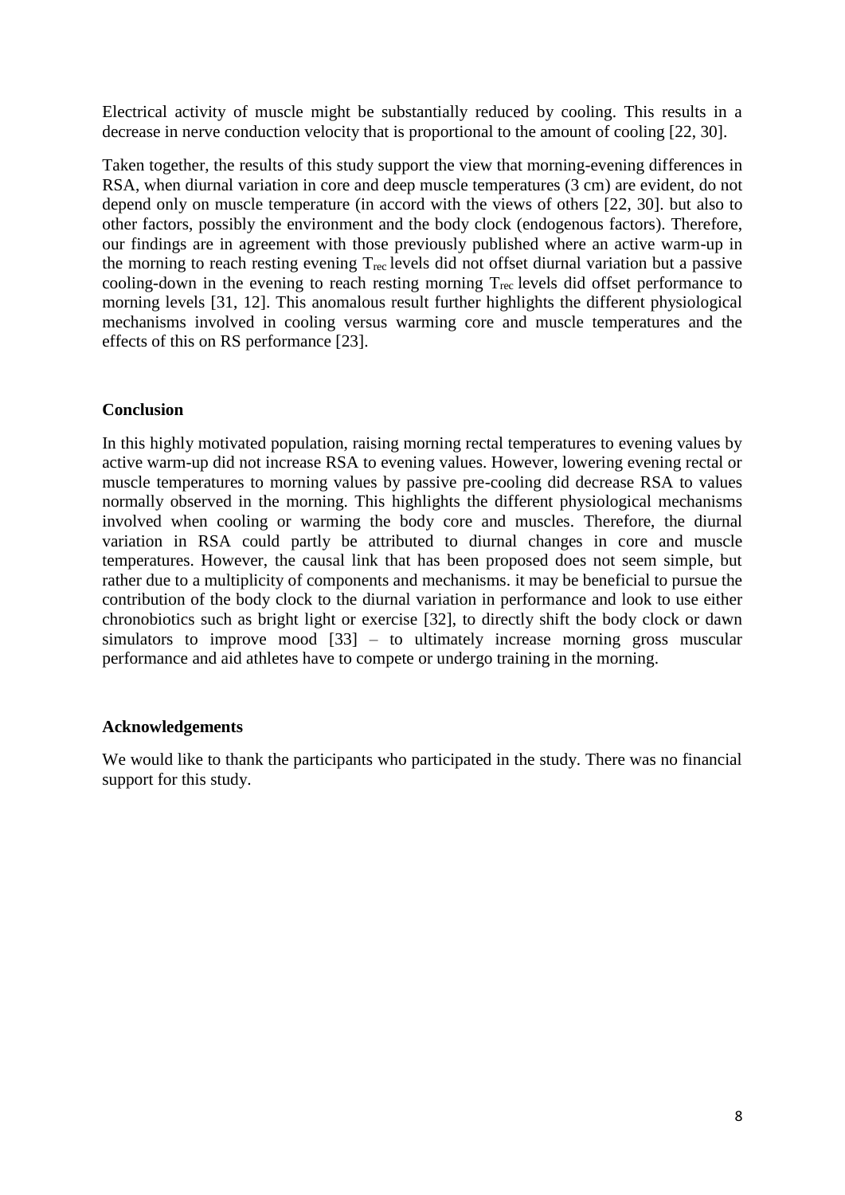Electrical activity of muscle might be substantially reduced by cooling. This results in a decrease in nerve conduction velocity that is proportional to the amount of cooling [22, 30].

Taken together, the results of this study support the view that morning-evening differences in RSA, when diurnal variation in core and deep muscle temperatures (3 cm) are evident, do not depend only on muscle temperature (in accord with the views of others [22, 30]. but also to other factors, possibly the environment and the body clock (endogenous factors). Therefore, our findings are in agreement with those previously published where an active warm-up in the morning to reach resting evening $T_{rec}$ levels did not offset diurnal variation but a passive cooling-down in the evening to reach resting morning $T_{rec}$ levels did offset performance to morning levels [31, 12]. This anomalous result further highlights the different physiological mechanisms involved in cooling versus warming core and muscle temperatures and the effects of this on RS performance [23].

## Conclusion

In this highly motivated population, raising morning rectal temperatures to evening values by active warm-up did not increase RSA to evening values. However, lowering evening rectal or muscle temperatures to morning values by passive pre-cooling did decrease RSA to values normally observed in the morning. This highlights the different physiological mechanisms involved when cooling or warming the body core and muscles. Therefore, the diurnal variation in RSA could partly be attributed to diurnal changes in core and muscle temperatures. However, the causal link that has been proposed does not seem simple, but rather due to a multiplicity of components and mechanisms. it may be beneficial to pursue the contribution of the body clock to the diurnal variation in performance and look to use either chronobiotics such as bright light or exercise [32], to directly shift the body clock or dawn simulators to improve mood [33] – to ultimately increase morning gross muscular performance and aid athletes have to compete or undergo training in the morning.

## Acknowledgements

We would like to thank the participants who participated in the study. There was no financial support for this study.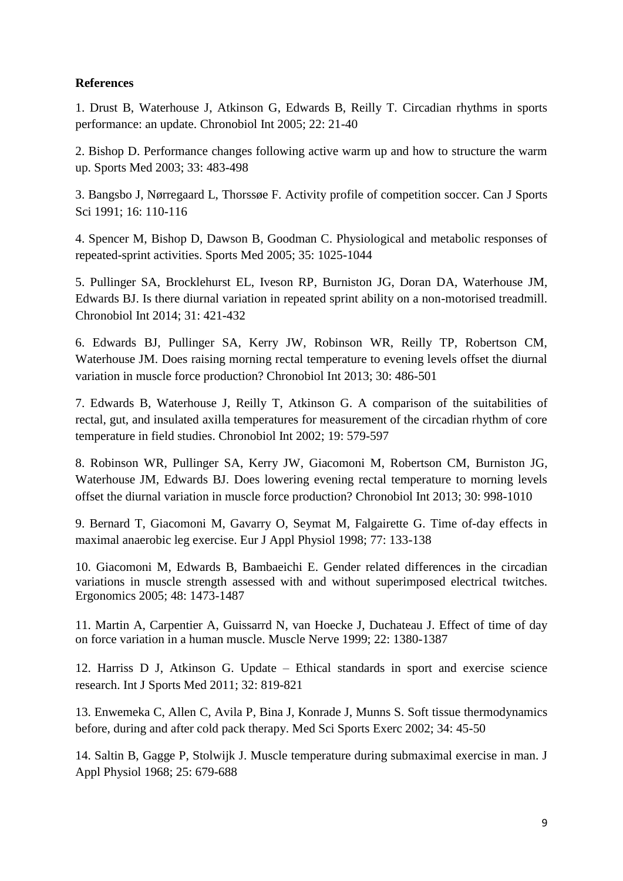**References**

1. Drust B, Waterhouse J, Atkinson G, Edwards B, Reilly T. Circadian rhythms in sports performance: an update. Chronobiol Int 2005; 22: 21-40

2. Bishop D. Performance changes following active warm up and how to structure the warm up. Sports Med 2003; 33: 483-498

3. Bangsbo J, Nørregaard L, Thorssøe F. Activity profile of competition soccer. Can J Sports Sci 1991; 16: 110-116

4. Spencer M, Bishop D, Dawson B, Goodman C. Physiological and metabolic responses of repeated-sprint activities. Sports Med 2005; 35: 1025-1044

5. Pullinger SA, Brocklehurst EL, Iveson RP, Burniston JG, Doran DA, Waterhouse JM, Edwards BJ. Is there diurnal variation in repeated sprint ability on a non-motorised treadmill. Chronobiol Int 2014; 31: 421-432

6. Edwards BJ, Pullinger SA, Kerry JW, Robinson WR, Reilly TP, Robertson CM, Waterhouse JM. Does raising morning rectal temperature to evening levels offset the diurnal variation in muscle force production? Chronobiol Int 2013; 30: 486-501

7. Edwards B, Waterhouse J, Reilly T, Atkinson G. A comparison of the suitabilities of rectal, gut, and insulated axilla temperatures for measurement of the circadian rhythm of core temperature in field studies. Chronobiol Int 2002; 19: 579-597

8. Robinson WR, Pullinger SA, Kerry JW, Giacomoni M, Robertson CM, Burniston JG, Waterhouse JM, Edwards BJ. Does lowering evening rectal temperature to morning levels offset the diurnal variation in muscle force production? Chronobiol Int 2013; 30: 998-1010

9. Bernard T, Giacomoni M, Gavarry O, Seymat M, Falgairette G. Time of-day effects in maximal anaerobic leg exercise. Eur J Appl Physiol 1998; 77: 133-138

10. Giacomoni M, Edwards B, Bambaeichi E. Gender related differences in the circadian variations in muscle strength assessed with and without superimposed electrical twitches. Ergonomics 2005; 48: 1473-1487

11. Martin A, Carpentier A, Guissarrd N, van Hoecke J, Duchateau J. Effect of time of day on force variation in a human muscle. Muscle Nerve 1999; 22: 1380-1387

12. Harriss D J, Atkinson G. Update – Ethical standards in sport and exercise science research. Int J Sports Med 2011; 32: 819-821

13. Enwemeka C, Allen C, Avila P, Bina J, Konrade J, Munns S. Soft tissue thermodynamics before, during and after cold pack therapy. Med Sci Sports Exerc 2002; 34: 45-50

14. Saltin B, Gagge P, Stolwijk J. Muscle temperature during submaximal exercise in man. J Appl Physiol 1968; 25: 679-688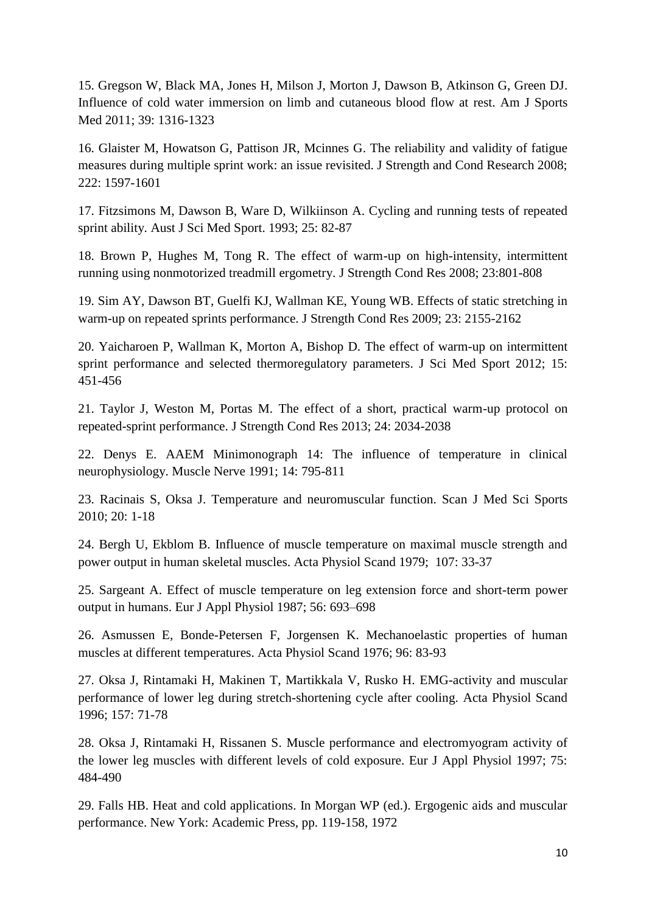15. Gregson W, Black MA, Jones H, Milson J, Morton J, Dawson B, Atkinson G, Green DJ. Influence of cold water immersion on limb and cutaneous blood flow at rest. Am J Sports Med 2011; 39: 1316-1323

16. Glaister M, Howatson G, Pattison JR, Mcinnes G. The reliability and validity of fatigue measures during multiple sprint work: an issue revisited. J Strength and Cond Research 2008; 222: 1597-1601

17. Fitzsimons M, Dawson B, Ware D, Wilkiinson A. Cycling and running tests of repeated sprint ability. Aust J Sci Med Sport. 1993; 25: 82-87

18. Brown P, Hughes M, Tong R. The effect of warm-up on high-intensity, intermittent running using nonmotorized treadmill ergometry. J Strength Cond Res 2008; 23:801-808

19. Sim AY, Dawson BT, Guelfi KJ, Wallman KE, Young WB. Effects of static stretching in warm-up on repeated sprints performance. J Strength Cond Res 2009; 23: 2155-2162

20. Yaicharoen P, Wallman K, Morton A, Bishop D. The effect of warm-up on intermittent sprint performance and selected thermoregulatory parameters. J Sci Med Sport 2012; 15: 451-456

21. Taylor J, Weston M, Portas M. The effect of a short, practical warm-up protocol on repeated-sprint performance. J Strength Cond Res 2013; 24: 2034-2038

22. Denys E. AAEM Minimonograph 14: The influence of temperature in clinical neurophysiology. Muscle Nerve 1991; 14: 795-811

23. Racinais S, Oksa J. Temperature and neuromuscular function. Scan J Med Sci Sports 2010; 20: 1-18

24. Bergh U, Ekblom B. Influence of muscle temperature on maximal muscle strength and power output in human skeletal muscles. Acta Physiol Scand 1979; 107: 33-37

25. Sargeant A. Effect of muscle temperature on leg extension force and short-term power output in humans. Eur J Appl Physiol 1987; 56: 693–698

26. Asmussen E, Bonde-Petersen F, Jorgensen K. Mechanoelastic properties of human muscles at different temperatures. Acta Physiol Scand 1976; 96: 83-93

27. Oksa J, Rintamaki H, Makinen T, Martikkala V, Rusko H. EMG-activity and muscular performance of lower leg during stretch-shortening cycle after cooling. Acta Physiol Scand 1996; 157: 71-78

28. Oksa J, Rintamaki H, Rissanen S. Muscle performance and electromyogram activity of the lower leg muscles with different levels of cold exposure. Eur J Appl Physiol 1997; 75: 484-490

29. Falls HB. Heat and cold applications. In Morgan WP (ed.). Ergogenic aids and muscular performance. New York: Academic Press, pp. 119-158, 1972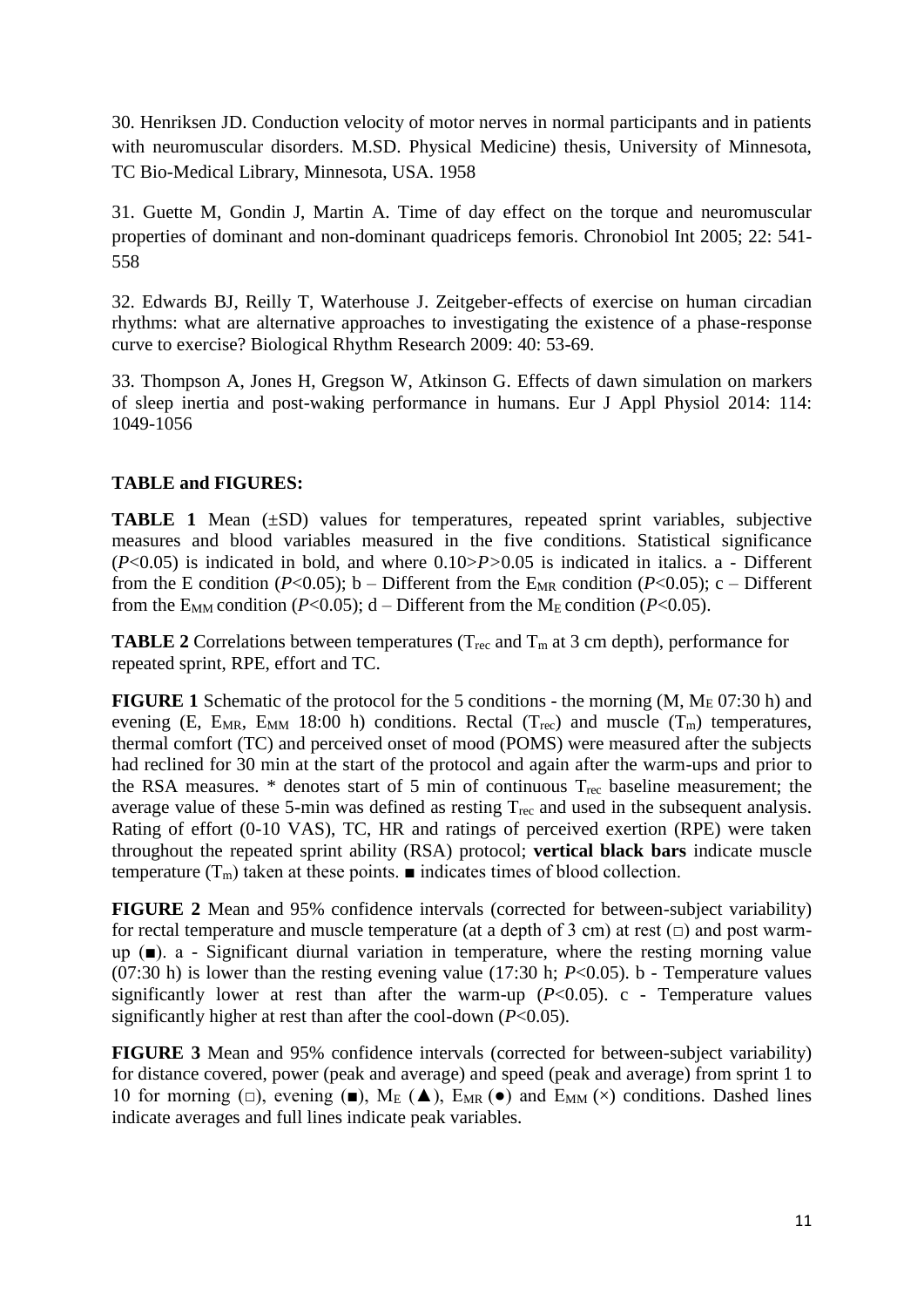30. Henriksen JD. Conduction velocity of motor nerves in normal participants and in patients with neuromuscular disorders. M.SD. Physical Medicine) thesis, University of Minnesota, TC Bio-Medical Library, Minnesota, USA. 1958

31. Guette M, Gondin J, Martin A. Time of day effect on the torque and neuromuscular properties of dominant and non-dominant quadriceps femoris. Chronobiol Int 2005; 22: 541-558

32. Edwards BJ, Reilly T, Waterhouse J. Zeitgeber-effects of exercise on human circadian rhythms: what are alternative approaches to investigating the existence of a phase-response curve to exercise? Biological Rhythm Research 2009: 40: 53-69.

33. Thompson A, Jones H, Gregson W, Atkinson G. Effects of dawn simulation on markers of sleep inertia and post-waking performance in humans. Eur J Appl Physiol 2014: 114: 1049-1056

**TABLE and FIGURES:**

**TABLE 1** Mean (±SD) values for temperatures, repeated sprint variables, subjective measures and blood variables measured in the five conditions. Statistical significance ($P$<0.05) is indicated in bold, and where 0.10>$P$>0.05 is indicated in italics. a - Different from the E condition ($P$<0.05); b – Different from the $E_{MR}$ condition ($P$<0.05); c – Different from the $E_{MM}$ condition ($P$<0.05); d – Different from the $M_E$ condition ($P$<0.05).

**TABLE 2** Correlations between temperatures ($T_{rec}$ and $T_m$ at 3 cm depth), performance for repeated sprint, RPE, effort and TC.

**FIGURE 1** Schematic of the protocol for the 5 conditions - the morning (M, $M_E$ 07:30 h) and evening (E, $E_{MR}$, $E_{MM}$ 18:00 h) conditions. Rectal ($T_{rec}$) and muscle ($T_m$) temperatures, thermal comfort (TC) and perceived onset of mood (POMS) were measured after the subjects had reclined for 30 min at the start of the protocol and again after the warm-ups and prior to the RSA measures. * denotes start of 5 min of continuous $T_{rec}$ baseline measurement; the average value of these 5-min was defined as resting $T_{rec}$ and used in the subsequent analysis. Rating of effort (0-10 VAS), TC, HR and ratings of perceived exertion (RPE) were taken throughout the repeated sprint ability (RSA) protocol; **vertical black bars** indicate muscle temperature ($T_m$) taken at these points. ■ indicates times of blood collection.

**FIGURE 2** Mean and 95% confidence intervals (corrected for between-subject variability) for rectal temperature and muscle temperature (at a depth of 3 cm) at rest (□) and post warm-up (■). a - Significant diurnal variation in temperature, where the resting morning value (07:30 h) is lower than the resting evening value (17:30 h; $P$<0.05). b - Temperature values significantly lower at rest than after the warm-up ($P$<0.05). c - Temperature values significantly higher at rest than after the cool-down ($P$<0.05).

**FIGURE 3** Mean and 95% confidence intervals (corrected for between-subject variability) for distance covered, power (peak and average) and speed (peak and average) from sprint 1 to 10 for morning (□), evening (■), $M_E$ (▲), $E_{MR}$ (●) and $E_{MM}$ (×) conditions. Dashed lines indicate averages and full lines indicate peak variables.